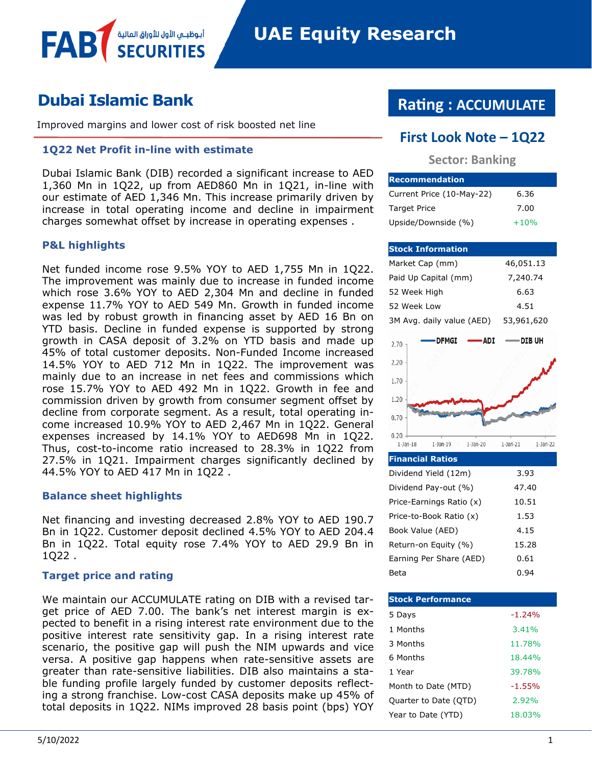# UAE Equity Research

## Dubai Islamic Bank

Improved margins and lower cost of risk boosted net line

**Rating : ACCUMULATE**

**First Look Note – 1Q22**

**Sector: Banking**

### 1Q22 Net Profit in-line with estimate

Dubai Islamic Bank (DIB) recorded a significant increase to AED 1,360 Mn in 1Q22, up from AED860 Mn in 1Q21, in-line with our estimate of AED 1,346 Mn. This increase primarily driven by increase in total operating income and decline in impairment charges somewhat offset by increase in operating expenses .

### P&L highlights

Net funded income rose 9.5% YOY to AED 1,755 Mn in 1Q22. The improvement was mainly due to increase in funded income which rose 3.6% YOY to AED 2,304 Mn and decline in funded expense 11.7% YOY to AED 549 Mn. Growth in funded income was led by robust growth in financing asset by AED 16 Bn on YTD basis. Decline in funded expense is supported by strong growth in CASA deposit of 3.2% on YTD basis and made up 45% of total customer deposits. Non-Funded Income increased 14.5% YOY to AED 712 Mn in 1Q22. The improvement was mainly due to an increase in net fees and commissions which rose 15.7% YOY to AED 492 Mn in 1Q22. Growth in fee and commission driven by growth from consumer segment offset by decline from corporate segment. As a result, total operating income increased 10.9% YOY to AED 2,467 Mn in 1Q22. General expenses increased by 14.1% YOY to AED698 Mn in 1Q22. Thus, cost-to-income ratio increased to 28.3% in 1Q22 from 27.5% in 1Q21. Impairment charges significantly declined by 44.5% YOY to AED 417 Mn in 1Q22 .

### Balance sheet highlights

Net financing and investing decreased 2.8% YOY to AED 190.7 Bn in 1Q22. Customer deposit declined 4.5% YOY to AED 204.4 Bn in 1Q22. Total equity rose 7.4% YOY to AED 29.9 Bn in 1Q22 .

### Target price and rating

We maintain our ACCUMULATE rating on DIB with a revised target price of AED 7.00. The bank's net interest margin is expected to benefit in a rising interest rate environment due to the positive interest rate sensitivity gap. In a rising interest rate scenario, the positive gap will push the NIM upwards and vice versa. A positive gap happens when rate-sensitive assets are greater than rate-sensitive liabilities. DIB also maintains a stable funding profile largely funded by customer deposits reflecting a strong franchise. Low-cost CASA deposits make up 45% of total deposits in 1Q22. NIMs improved 28 basis point (bps) YOY

| Recommendation | |
|---|---|
| Current Price (10-May-22) | 6.36 |
| Target Price | 7.00 |
| Upside/Downside (%) | +10% |

| Stock Information | |
|---|---|
| Market Cap (mm) | 46,051.13 |
| Paid Up Capital (mm) | 7,240.74 |
| 52 Week High | 6.63 |
| 52 Week Low | 4.51 |
| 3M Avg. daily value (AED) | 53,961,620 |

| Financial Ratios | |
|---|---|
| Dividend Yield (12m) | 3.93 |
| Dividend Pay-out (%) | 47.40 |
| Price-Earnings Ratio (x) | 10.51 |
| Price-to-Book Ratio (x) | 1.53 |
| Book Value (AED) | 4.15 |
| Return-on Equity (%) | 15.28 |
| Earning Per Share (AED) | 0.61 |
| Beta | 0.94 |

| Stock Performance | |
|---|---|
| 5 Days | -1.24% |
| 1 Months | 3.41% |
| 3 Months | 11.78% |
| 6 Months | 18.44% |
| 1 Year | 39.78% |
| Month to Date (MTD) | -1.55% |
| Quarter to Date (QTD) | 2.92% |
| Year to Date (YTD) | 18.03% |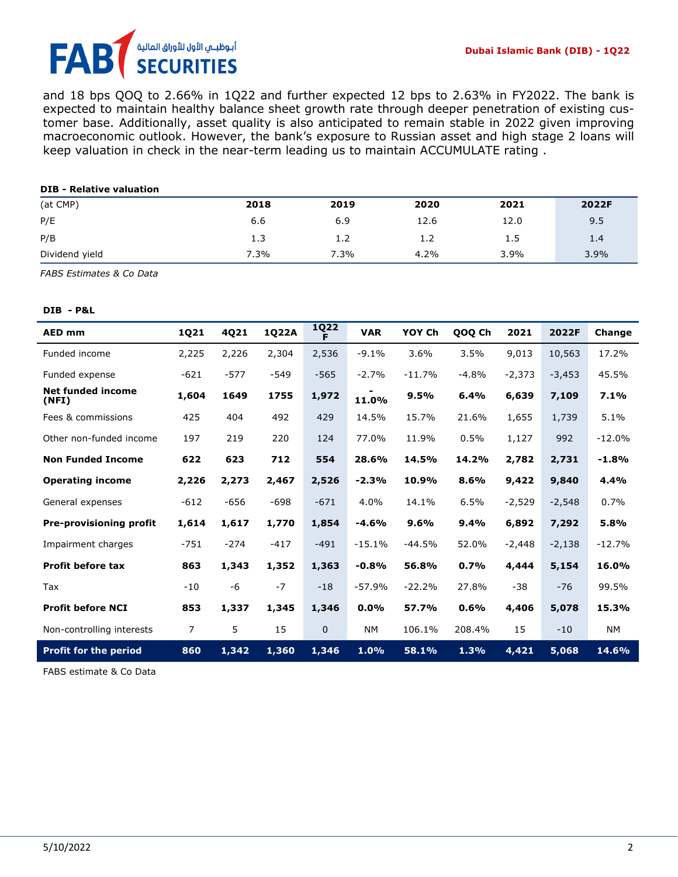and 18 bps QOQ to 2.66% in 1Q22 and further expected 12 bps to 2.63% in FY2022. The bank is expected to maintain healthy balance sheet growth rate through deeper penetration of existing customer base. Additionally, asset quality is also anticipated to remain stable in 2022 given improving macroeconomic outlook. However, the bank's exposure to Russian asset and high stage 2 loans will keep valuation in check in the near-term leading us to maintain ACCUMULATE rating .

**DIB - Relative valuation**

| (at CMP) | 2018 | 2019 | 2020 | 2021 | 2022F |
|---|---|---|---|---|---|
| P/E | 6.6 | 6.9 | 12.6 | 12.0 | 9.5 |
| P/B | 1.3 | 1.2 | 1.2 | 1.5 | 1.4 |
| Dividend yield | 7.3% | 7.3% | 4.2% | 3.9% | 3.9% |

*FABS Estimates & Co Data*

**DIB - P&L**

| AED mm | 1Q21 | 4Q21 | 1Q22A | 1Q22 F | VAR | YOY Ch | QOQ Ch | 2021 | 2022F | Change |
|---|---|---|---|---|---|---|---|---|---|---|
| Funded income | 2,225 | 2,226 | 2,304 | 2,536 | -9.1% | 3.6% | 3.5% | 9,013 | 10,563 | 17.2% |
| Funded expense | -621 | -577 | -549 | -565 | -2.7% | -11.7% | -4.8% | -2,373 | -3,453 | 45.5% |
| **Net funded income (NFI)** | **1,604** | **1649** | **1755** | **1,972** | **-11.0%** | **9.5%** | **6.4%** | **6,639** | **7,109** | **7.1%** |
| Fees & commissions | 425 | 404 | 492 | 429 | 14.5% | 15.7% | 21.6% | 1,655 | 1,739 | 5.1% |
| Other non-funded income | 197 | 219 | 220 | 124 | 77.0% | 11.9% | 0.5% | 1,127 | 992 | -12.0% |
| **Non Funded Income** | **622** | **623** | **712** | **554** | **28.6%** | **14.5%** | **14.2%** | **2,782** | **2,731** | **-1.8%** |
| **Operating income** | **2,226** | **2,273** | **2,467** | **2,526** | **-2.3%** | **10.9%** | **8.6%** | **9,422** | **9,840** | **4.4%** |
| General expenses | -612 | -656 | -698 | -671 | 4.0% | 14.1% | 6.5% | -2,529 | -2,548 | 0.7% |
| **Pre-provisioning profit** | **1,614** | **1,617** | **1,770** | **1,854** | **-4.6%** | **9.6%** | **9.4%** | **6,892** | **7,292** | **5.8%** |
| Impairment charges | -751 | -274 | -417 | -491 | -15.1% | -44.5% | 52.0% | -2,448 | -2,138 | -12.7% |
| **Profit before tax** | **863** | **1,343** | **1,352** | **1,363** | **-0.8%** | **56.8%** | **0.7%** | **4,444** | **5,154** | **16.0%** |
| Tax | -10 | -6 | -7 | -18 | -57.9% | -22.2% | 27.8% | -38 | -76 | 99.5% |
| **Profit before NCI** | **853** | **1,337** | **1,345** | **1,346** | **0.0%** | **57.7%** | **0.6%** | **4,406** | **5,078** | **15.3%** |
| Non-controlling interests | 7 | 5 | 15 | 0 | NM | 106.1% | 208.4% | 15 | -10 | NM |
| **Profit for the period** | **860** | **1,342** | **1,360** | **1,346** | **1.0%** | **58.1%** | **1.3%** | **4,421** | **5,068** | **14.6%** |

FABS estimate & Co Data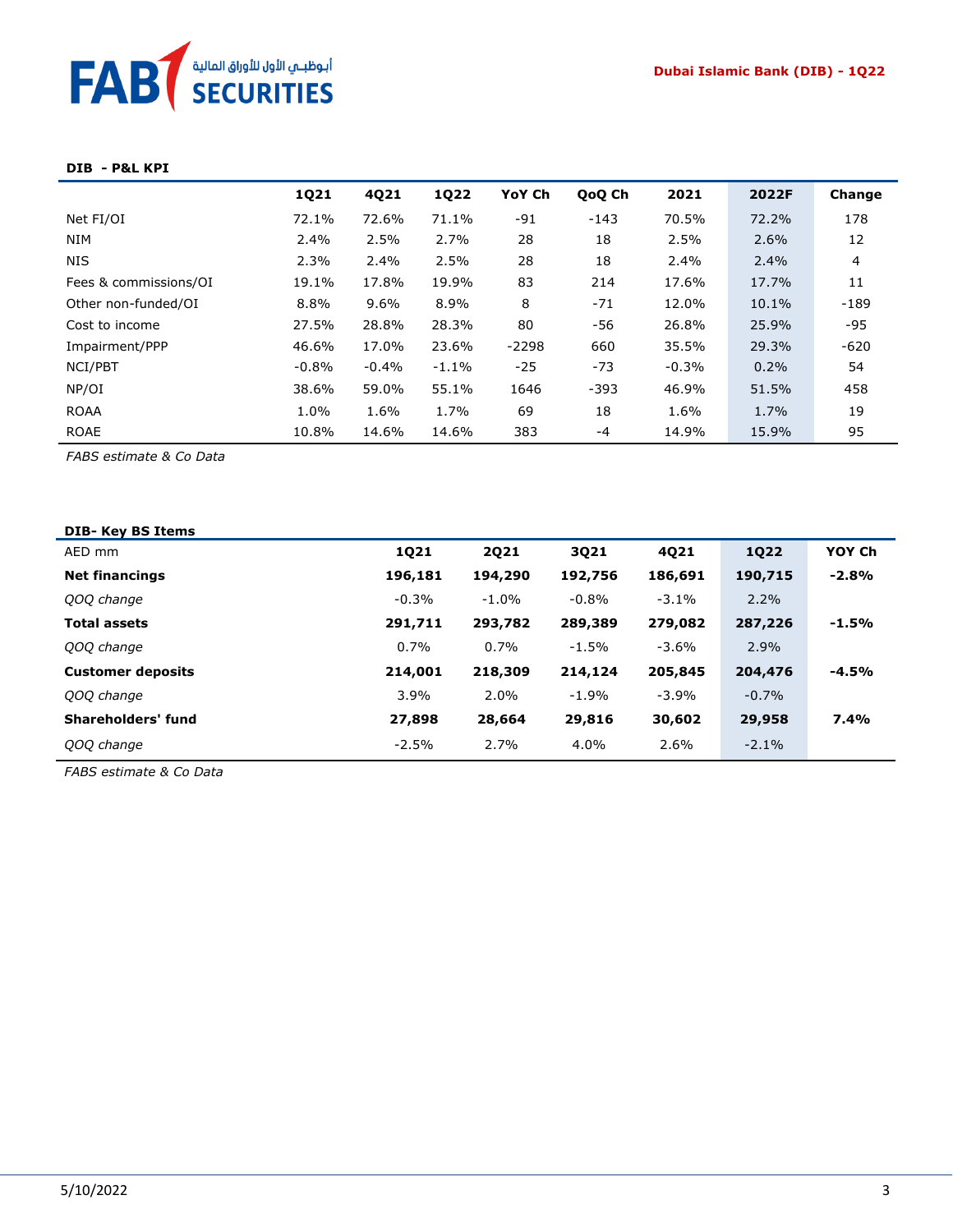**DIB - P&L KPI**

| | 1Q21 | 4Q21 | 1Q22 | YoY Ch | QoQ Ch | 2021 | 2022F | Change |
|---|---|---|---|---|---|---|---|---|
| Net FI/OI | 72.1% | 72.6% | 71.1% | -91 | -143 | 70.5% | 72.2% | 178 |
| NIM | 2.4% | 2.5% | 2.7% | 28 | 18 | 2.5% | 2.6% | 12 |
| NIS | 2.3% | 2.4% | 2.5% | 28 | 18 | 2.4% | 2.4% | 4 |
| Fees & commissions/OI | 19.1% | 17.8% | 19.9% | 83 | 214 | 17.6% | 17.7% | 11 |
| Other non-funded/OI | 8.8% | 9.6% | 8.9% | 8 | -71 | 12.0% | 10.1% | -189 |
| Cost to income | 27.5% | 28.8% | 28.3% | 80 | -56 | 26.8% | 25.9% | -95 |
| Impairment/PPP | 46.6% | 17.0% | 23.6% | -2298 | 660 | 35.5% | 29.3% | -620 |
| NCI/PBT | -0.8% | -0.4% | -1.1% | -25 | -73 | -0.3% | 0.2% | 54 |
| NP/OI | 38.6% | 59.0% | 55.1% | 1646 | -393 | 46.9% | 51.5% | 458 |
| ROAA | 1.0% | 1.6% | 1.7% | 69 | 18 | 1.6% | 1.7% | 19 |
| ROAE | 10.8% | 14.6% | 14.6% | 383 | -4 | 14.9% | 15.9% | 95 |

*FABS estimate & Co Data*

**DIB- Key BS Items**

| AED mm | 1Q21 | 2Q21 | 3Q21 | 4Q21 | 1Q22 | YOY Ch |
|---|---|---|---|---|---|---|
| **Net financings** | **196,181** | **194,290** | **192,756** | **186,691** | **190,715** | **-2.8%** |
| *QOQ change* | -0.3% | -1.0% | -0.8% | -3.1% | 2.2% | |
| **Total assets** | **291,711** | **293,782** | **289,389** | **279,082** | **287,226** | **-1.5%** |
| *QOQ change* | 0.7% | 0.7% | -1.5% | -3.6% | 2.9% | |
| **Customer deposits** | **214,001** | **218,309** | **214,124** | **205,845** | **204,476** | **-4.5%** |
| *QOQ change* | 3.9% | 2.0% | -1.9% | -3.9% | -0.7% | |
| **Shareholders' fund** | **27,898** | **28,664** | **29,816** | **30,602** | **29,958** | **7.4%** |
| *QOQ change* | -2.5% | 2.7% | 4.0% | 2.6% | -2.1% | |

*FABS estimate & Co Data*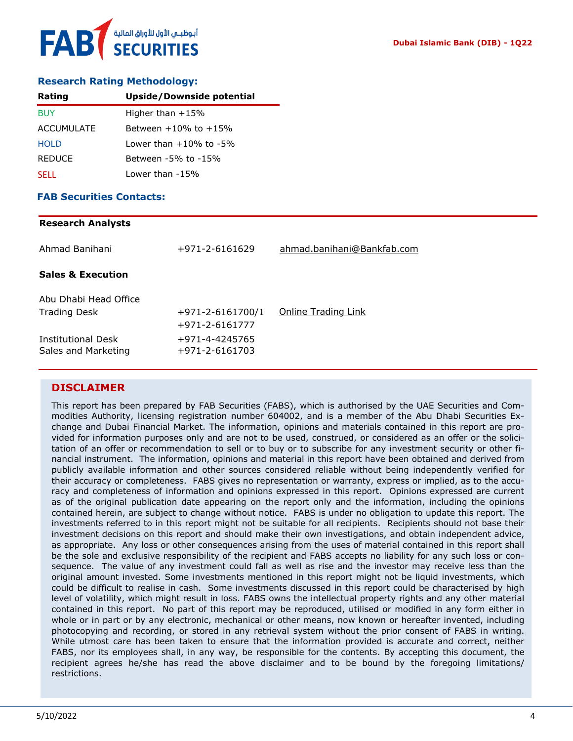## Research Rating Methodology:

| Rating | Upside/Downside potential |
|---|---|
| BUY | Higher than +15% |
| ACCUMULATE | Between +10% to +15% |
| HOLD | Lower than +10% to -5% |
| REDUCE | Between -5% to -15% |
| SELL | Lower than -15% |

## FAB Securities Contacts:

**Research Analysts**

| | | |
|---|---|---|
| Ahmad Banihani | +971-2-6161629 | ahmad.banihani@Bankfab.com |

**Sales & Execution**

| | | |
|---|---|---|
| Abu Dhabi Head Office | | |
| Trading Desk | +971-2-6161700/1<br>+971-2-6161777 | Online Trading Link |
| Institutional Desk | +971-4-4245765 | |
| Sales and Marketing | +971-2-6161703 | |

## DISCLAIMER

This report has been prepared by FAB Securities (FABS), which is authorised by the UAE Securities and Commodities Authority, licensing registration number 604002, and is a member of the Abu Dhabi Securities Exchange and Dubai Financial Market. The information, opinions and materials contained in this report are provided for information purposes only and are not to be used, construed, or considered as an offer or the solicitation of an offer or recommendation to sell or to buy or to subscribe for any investment security or other financial instrument. The information, opinions and material in this report have been obtained and derived from publicly available information and other sources considered reliable without being independently verified for their accuracy or completeness. FABS gives no representation or warranty, express or implied, as to the accuracy and completeness of information and opinions expressed in this report. Opinions expressed are current as of the original publication date appearing on the report only and the information, including the opinions contained herein, are subject to change without notice. FABS is under no obligation to update this report. The investments referred to in this report might not be suitable for all recipients. Recipients should not base their investment decisions on this report and should make their own investigations, and obtain independent advice, as appropriate. Any loss or other consequences arising from the uses of material contained in this report shall be the sole and exclusive responsibility of the recipient and FABS accepts no liability for any such loss or consequence. The value of any investment could fall as well as rise and the investor may receive less than the original amount invested. Some investments mentioned in this report might not be liquid investments, which could be difficult to realise in cash. Some investments discussed in this report could be characterised by high level of volatility, which might result in loss. FABS owns the intellectual property rights and any other material contained in this report. No part of this report may be reproduced, utilised or modified in any form either in whole or in part or by any electronic, mechanical or other means, now known or hereafter invented, including photocopying and recording, or stored in any retrieval system without the prior consent of FABS in writing. While utmost care has been taken to ensure that the information provided is accurate and correct, neither FABS, nor its employees shall, in any way, be responsible for the contents. By accepting this document, the recipient agrees he/she has read the above disclaimer and to be bound by the foregoing limitations/ restrictions.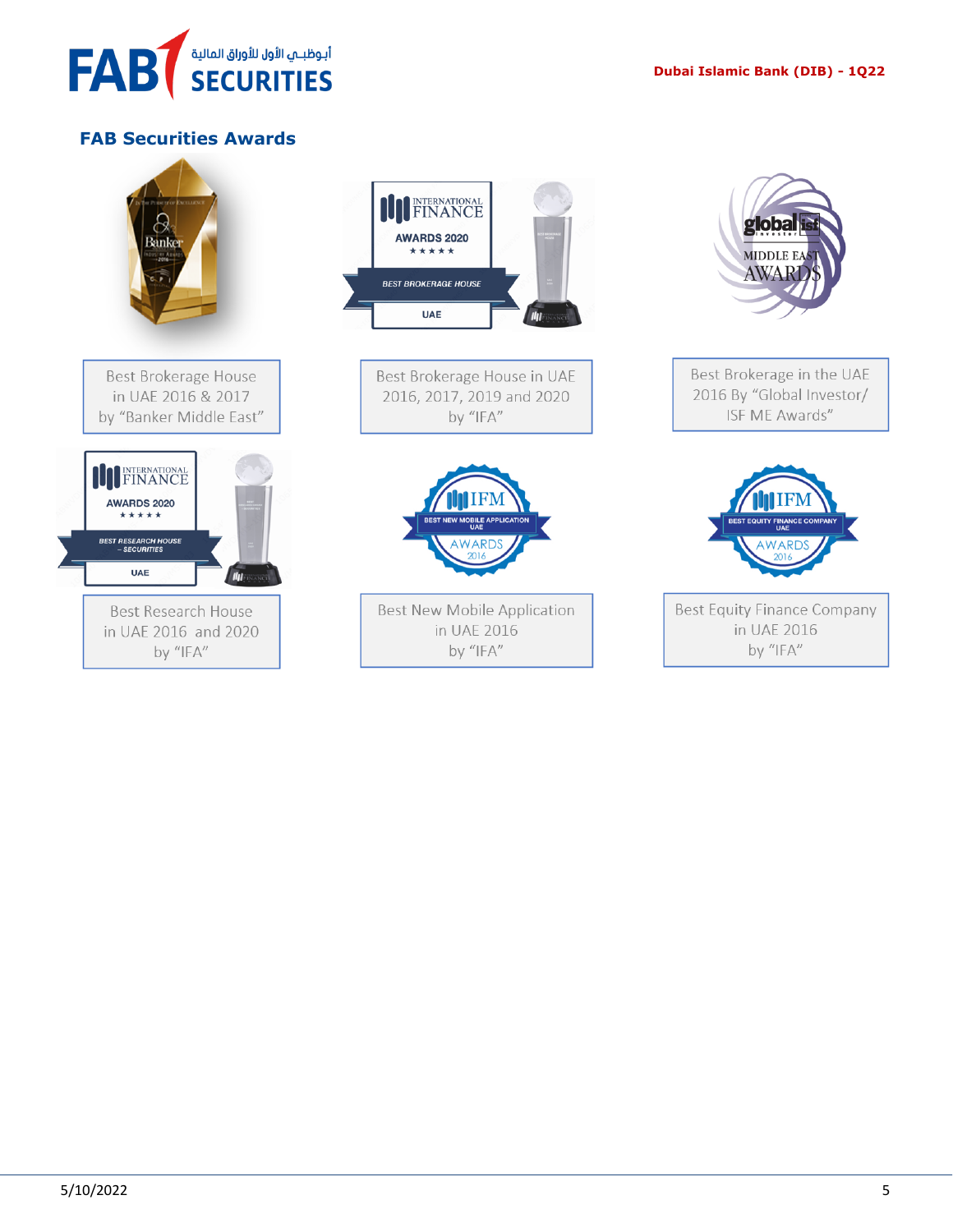## FAB Securities Awards

Best Brokerage House in UAE 2016 & 2017 by "Banker Middle East"

Best Brokerage House in UAE 2016, 2017, 2019 and 2020 by "IFA"

Best Brokerage in the UAE 2016 By "Global Investor/ ISF ME Awards"

Best Research House in UAE 2016 and 2020 by "IFA"

Best New Mobile Application in UAE 2016 by "IFA"

Best Equity Finance Company in UAE 2016 by "IFA"